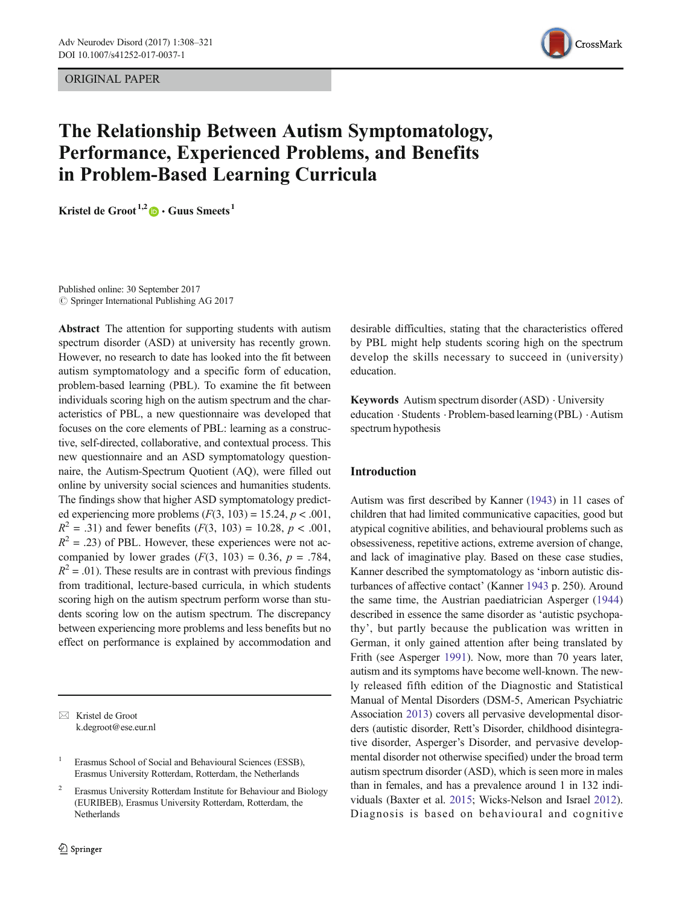ORIGINAL PAPER

# The Relationship Between Autism Symptomatology, Performance, Experienced Problems, and Benefits in Problem-Based Learning Curricula

**Kristel de Groot**[1,2] · **Guus Smeets**[1]

Published online: 30 September 2017
© Springer International Publishing AG 2017

**Abstract** The attention for supporting students with autism spectrum disorder (ASD) at university has recently grown. However, no research to date has looked into the fit between autism symptomatology and a specific form of education, problem-based learning (PBL). To examine the fit between individuals scoring high on the autism spectrum and the characteristics of PBL, a new questionnaire was developed that focuses on the core elements of PBL: learning as a constructive, self-directed, collaborative, and contextual process. This new questionnaire and an ASD symptomatology questionnaire, the Autism-Spectrum Quotient (AQ), were filled out online by university social sciences and humanities students. The findings show that higher ASD symptomatology predicted experiencing more problems ($F(3, 103) = 15.24$, $p < .001$, $R^2 = .31$) and fewer benefits ($F(3, 103) = 10.28$, $p < .001$, $R^2 = .23$) of PBL. However, these experiences were not accompanied by lower grades ($F(3, 103) = 0.36$, $p = .784$, $R^2 = .01$). These results are in contrast with previous findings from traditional, lecture-based curricula, in which students scoring high on the autism spectrum perform worse than students scoring low on the autism spectrum. The discrepancy between experiencing more problems and less benefits but no effect on performance is explained by accommodation and desirable difficulties, stating that the characteristics offered by PBL might help students scoring high on the spectrum develop the skills necessary to succeed in (university) education.

**Keywords** Autism spectrum disorder (ASD) · University education · Students · Problem-based learning (PBL) · Autism spectrum hypothesis

✉ Kristel de Groot
k.degroot@ese.eur.nl

[1] Erasmus School of Social and Behavioural Sciences (ESSB), Erasmus University Rotterdam, Rotterdam, the Netherlands

[2] Erasmus University Rotterdam Institute for Behaviour and Biology (EURIBEB), Erasmus University Rotterdam, Rotterdam, the Netherlands

## Introduction

Autism was first described by Kanner (1943) in 11 cases of children that had limited communicative capacities, good but atypical cognitive abilities, and behavioural problems such as obsessiveness, repetitive actions, extreme aversion of change, and lack of imaginative play. Based on these case studies, Kanner described the symptomatology as 'inborn autistic disturbances of affective contact' (Kanner 1943 p. 250). Around the same time, the Austrian paediatrician Asperger (1944) described in essence the same disorder as 'autistic psychopathy', but partly because the publication was written in German, it only gained attention after being translated by Frith (see Asperger 1991). Now, more than 70 years later, autism and its symptoms have become well-known. The newly released fifth edition of the Diagnostic and Statistical Manual of Mental Disorders (DSM-5, American Psychiatric Association 2013) covers all pervasive developmental disorders (autistic disorder, Rett's Disorder, childhood disintegrative disorder, Asperger's Disorder, and pervasive developmental disorder not otherwise specified) under the broad term autism spectrum disorder (ASD), which is seen more in males than in females, and has a prevalence around 1 in 132 individuals (Baxter et al. 2015; Wicks-Nelson and Israel 2012). Diagnosis is based on behavioural and cognitive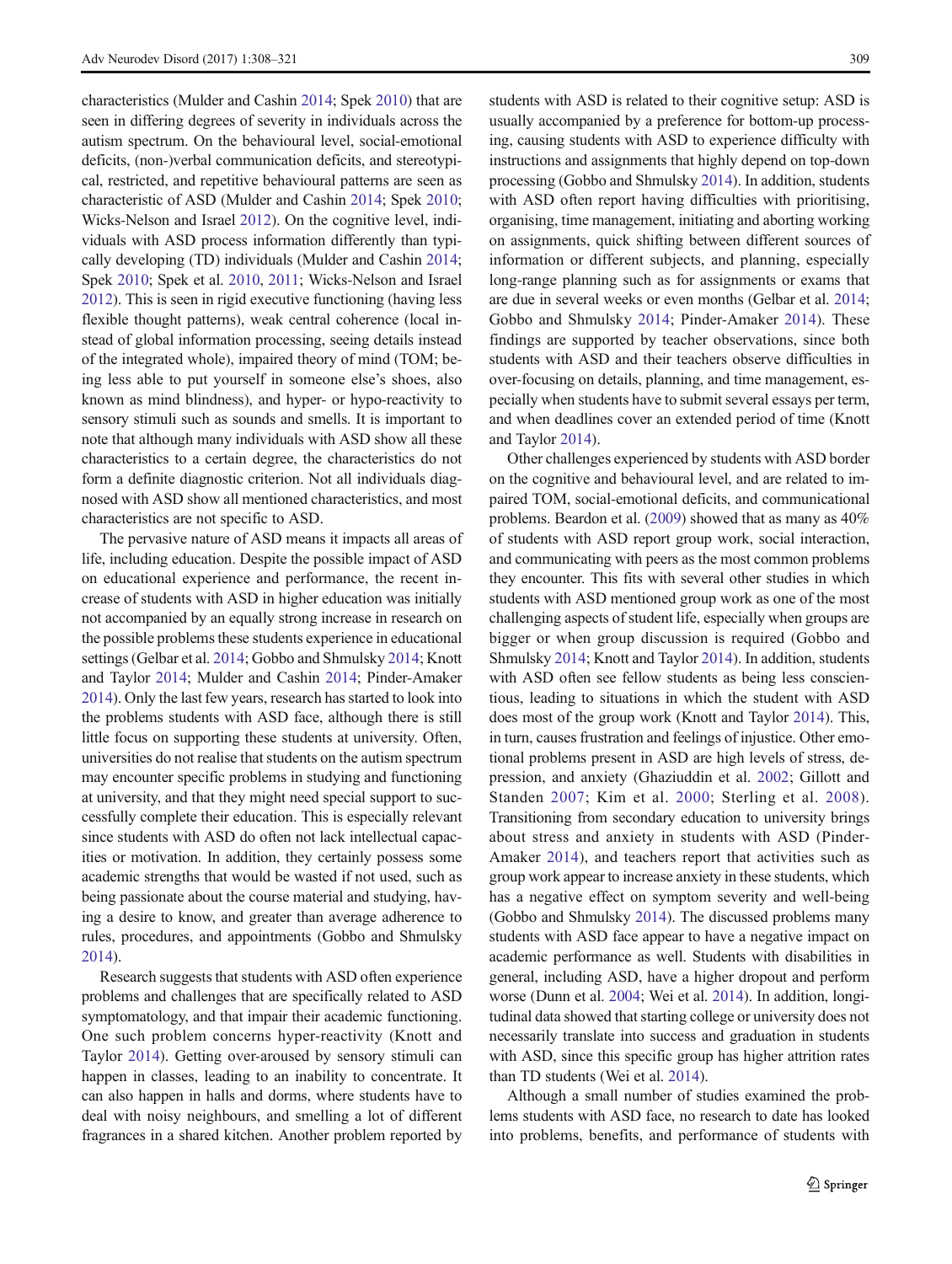characteristics (Mulder and Cashin 2014; Spek 2010) that are seen in differing degrees of severity in individuals across the autism spectrum. On the behavioural level, social-emotional deficits, (non-)verbal communication deficits, and stereotypical, restricted, and repetitive behavioural patterns are seen as characteristic of ASD (Mulder and Cashin 2014; Spek 2010; Wicks-Nelson and Israel 2012). On the cognitive level, individuals with ASD process information differently than typically developing (TD) individuals (Mulder and Cashin 2014; Spek 2010; Spek et al. 2010, 2011; Wicks-Nelson and Israel 2012). This is seen in rigid executive functioning (having less flexible thought patterns), weak central coherence (local instead of global information processing, seeing details instead of the integrated whole), impaired theory of mind (TOM; being less able to put yourself in someone else's shoes, also known as mind blindness), and hyper- or hypo-reactivity to sensory stimuli such as sounds and smells. It is important to note that although many individuals with ASD show all these characteristics to a certain degree, the characteristics do not form a definite diagnostic criterion. Not all individuals diagnosed with ASD show all mentioned characteristics, and most characteristics are not specific to ASD.

The pervasive nature of ASD means it impacts all areas of life, including education. Despite the possible impact of ASD on educational experience and performance, the recent increase of students with ASD in higher education was initially not accompanied by an equally strong increase in research on the possible problems these students experience in educational settings (Gelbar et al. 2014; Gobbo and Shmulsky 2014; Knott and Taylor 2014; Mulder and Cashin 2014; Pinder-Amaker 2014). Only the last few years, research has started to look into the problems students with ASD face, although there is still little focus on supporting these students at university. Often, universities do not realise that students on the autism spectrum may encounter specific problems in studying and functioning at university, and that they might need special support to successfully complete their education. This is especially relevant since students with ASD do often not lack intellectual capacities or motivation. In addition, they certainly possess some academic strengths that would be wasted if not used, such as being passionate about the course material and studying, having a desire to know, and greater than average adherence to rules, procedures, and appointments (Gobbo and Shmulsky 2014).

Research suggests that students with ASD often experience problems and challenges that are specifically related to ASD symptomatology, and that impair their academic functioning. One such problem concerns hyper-reactivity (Knott and Taylor 2014). Getting over-aroused by sensory stimuli can happen in classes, leading to an inability to concentrate. It can also happen in halls and dorms, where students have to deal with noisy neighbours, and smelling a lot of different fragrances in a shared kitchen. Another problem reported by students with ASD is related to their cognitive setup: ASD is usually accompanied by a preference for bottom-up processing, causing students with ASD to experience difficulty with instructions and assignments that highly depend on top-down processing (Gobbo and Shmulsky 2014). In addition, students with ASD often report having difficulties with prioritising, organising, time management, initiating and aborting working on assignments, quick shifting between different sources of information or different subjects, and planning, especially long-range planning such as for assignments or exams that are due in several weeks or even months (Gelbar et al. 2014; Gobbo and Shmulsky 2014; Pinder-Amaker 2014). These findings are supported by teacher observations, since both students with ASD and their teachers observe difficulties in over-focusing on details, planning, and time management, especially when students have to submit several essays per term, and when deadlines cover an extended period of time (Knott and Taylor 2014).

Other challenges experienced by students with ASD border on the cognitive and behavioural level, and are related to impaired TOM, social-emotional deficits, and communicational problems. Beardon et al. (2009) showed that as many as 40% of students with ASD report group work, social interaction, and communicating with peers as the most common problems they encounter. This fits with several other studies in which students with ASD mentioned group work as one of the most challenging aspects of student life, especially when groups are bigger or when group discussion is required (Gobbo and Shmulsky 2014; Knott and Taylor 2014). In addition, students with ASD often see fellow students as being less conscientious, leading to situations in which the student with ASD does most of the group work (Knott and Taylor 2014). This, in turn, causes frustration and feelings of injustice. Other emotional problems present in ASD are high levels of stress, depression, and anxiety (Ghaziuddin et al. 2002; Gillott and Standen 2007; Kim et al. 2000; Sterling et al. 2008). Transitioning from secondary education to university brings about stress and anxiety in students with ASD (Pinder-Amaker 2014), and teachers report that activities such as group work appear to increase anxiety in these students, which has a negative effect on symptom severity and well-being (Gobbo and Shmulsky 2014). The discussed problems many students with ASD face appear to have a negative impact on academic performance as well. Students with disabilities in general, including ASD, have a higher dropout and perform worse (Dunn et al. 2004; Wei et al. 2014). In addition, longitudinal data showed that starting college or university does not necessarily translate into success and graduation in students with ASD, since this specific group has higher attrition rates than TD students (Wei et al. 2014).

Although a small number of studies examined the problems students with ASD face, no research to date has looked into problems, benefits, and performance of students with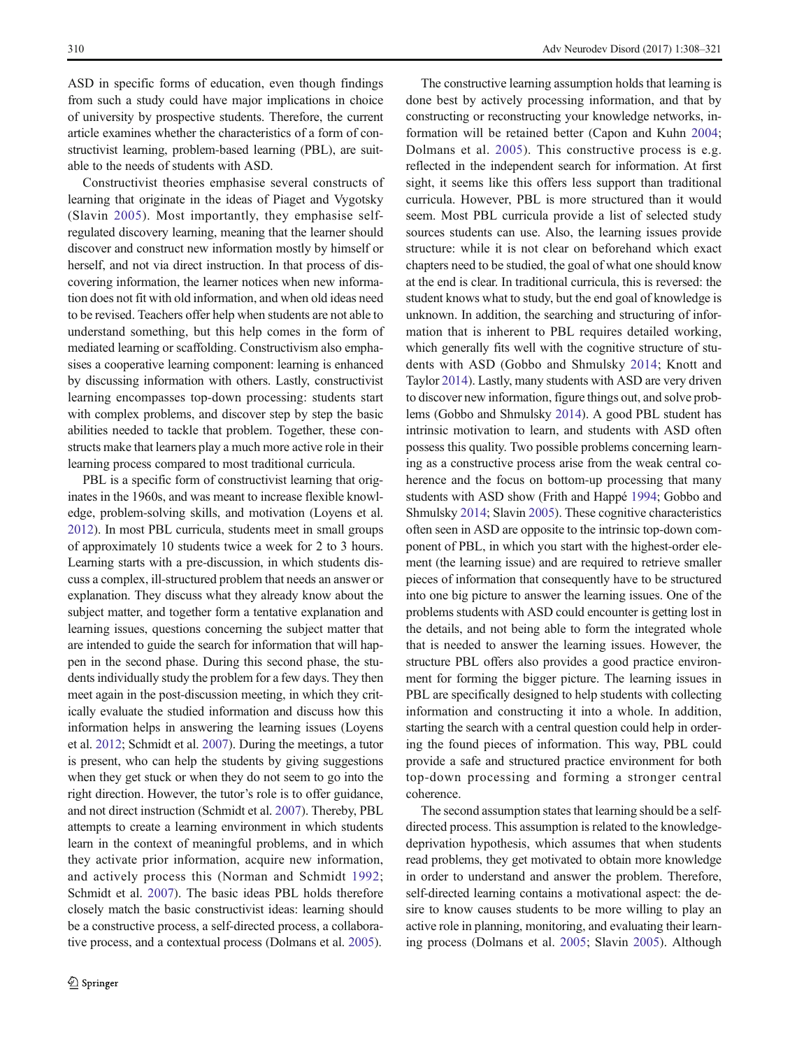ASD in specific forms of education, even though findings from such a study could have major implications in choice of university by prospective students. Therefore, the current article examines whether the characteristics of a form of constructivist learning, problem-based learning (PBL), are suitable to the needs of students with ASD.

Constructivist theories emphasise several constructs of learning that originate in the ideas of Piaget and Vygotsky (Slavin 2005). Most importantly, they emphasise self-regulated discovery learning, meaning that the learner should discover and construct new information mostly by himself or herself, and not via direct instruction. In that process of discovering information, the learner notices when new information does not fit with old information, and when old ideas need to be revised. Teachers offer help when students are not able to understand something, but this help comes in the form of mediated learning or scaffolding. Constructivism also emphasises a cooperative learning component: learning is enhanced by discussing information with others. Lastly, constructivist learning encompasses top-down processing: students start with complex problems, and discover step by step the basic abilities needed to tackle that problem. Together, these constructs make that learners play a much more active role in their learning process compared to most traditional curricula.

PBL is a specific form of constructivist learning that originates in the 1960s, and was meant to increase flexible knowledge, problem-solving skills, and motivation (Loyens et al. 2012). In most PBL curricula, students meet in small groups of approximately 10 students twice a week for 2 to 3 hours. Learning starts with a pre-discussion, in which students discuss a complex, ill-structured problem that needs an answer or explanation. They discuss what they already know about the subject matter, and together form a tentative explanation and learning issues, questions concerning the subject matter that are intended to guide the search for information that will happen in the second phase. During this second phase, the students individually study the problem for a few days. They then meet again in the post-discussion meeting, in which they critically evaluate the studied information and discuss how this information helps in answering the learning issues (Loyens et al. 2012; Schmidt et al. 2007). During the meetings, a tutor is present, who can help the students by giving suggestions when they get stuck or when they do not seem to go into the right direction. However, the tutor's role is to offer guidance, and not direct instruction (Schmidt et al. 2007). Thereby, PBL attempts to create a learning environment in which students learn in the context of meaningful problems, and in which they activate prior information, acquire new information, and actively process this (Norman and Schmidt 1992; Schmidt et al. 2007). The basic ideas PBL holds therefore closely match the basic constructivist ideas: learning should be a constructive process, a self-directed process, a collaborative process, and a contextual process (Dolmans et al. 2005).

The constructive learning assumption holds that learning is done best by actively processing information, and that by constructing or reconstructing your knowledge networks, information will be retained better (Capon and Kuhn 2004; Dolmans et al. 2005). This constructive process is e.g. reflected in the independent search for information. At first sight, it seems like this offers less support than traditional curricula. However, PBL is more structured than it would seem. Most PBL curricula provide a list of selected study sources students can use. Also, the learning issues provide structure: while it is not clear on beforehand which exact chapters need to be studied, the goal of what one should know at the end is clear. In traditional curricula, this is reversed: the student knows what to study, but the end goal of knowledge is unknown. In addition, the searching and structuring of information that is inherent to PBL requires detailed working, which generally fits well with the cognitive structure of students with ASD (Gobbo and Shmulsky 2014; Knott and Taylor 2014). Lastly, many students with ASD are very driven to discover new information, figure things out, and solve problems (Gobbo and Shmulsky 2014). A good PBL student has intrinsic motivation to learn, and students with ASD often possess this quality. Two possible problems concerning learning as a constructive process arise from the weak central coherence and the focus on bottom-up processing that many students with ASD show (Frith and Happé 1994; Gobbo and Shmulsky 2014; Slavin 2005). These cognitive characteristics often seen in ASD are opposite to the intrinsic top-down component of PBL, in which you start with the highest-order element (the learning issue) and are required to retrieve smaller pieces of information that consequently have to be structured into one big picture to answer the learning issues. One of the problems students with ASD could encounter is getting lost in the details, and not being able to form the integrated whole that is needed to answer the learning issues. However, the structure PBL offers also provides a good practice environment for forming the bigger picture. The learning issues in PBL are specifically designed to help students with collecting information and constructing it into a whole. In addition, starting the search with a central question could help in ordering the found pieces of information. This way, PBL could provide a safe and structured practice environment for both top-down processing and forming a stronger central coherence.

The second assumption states that learning should be a self-directed process. This assumption is related to the knowledge-deprivation hypothesis, which assumes that when students read problems, they get motivated to obtain more knowledge in order to understand and answer the problem. Therefore, self-directed learning contains a motivational aspect: the desire to know causes students to be more willing to play an active role in planning, monitoring, and evaluating their learning process (Dolmans et al. 2005; Slavin 2005). Although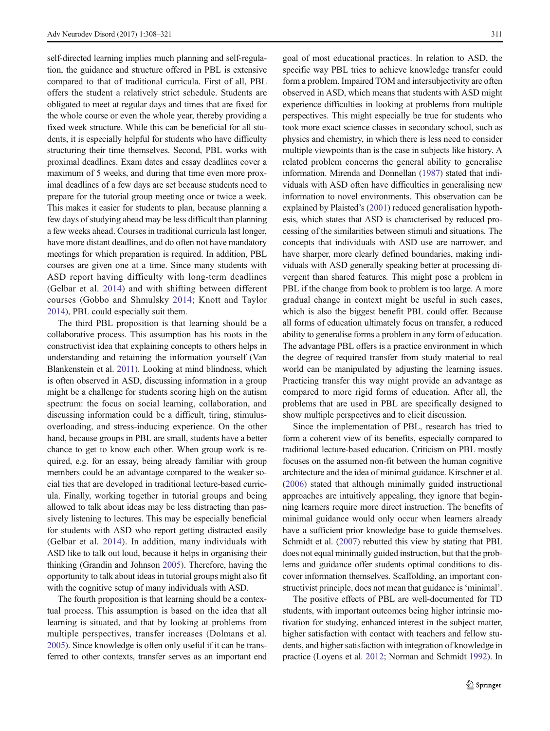self-directed learning implies much planning and self-regulation, the guidance and structure offered in PBL is extensive compared to that of traditional curricula. First of all, PBL offers the student a relatively strict schedule. Students are obligated to meet at regular days and times that are fixed for the whole course or even the whole year, thereby providing a fixed week structure. While this can be beneficial for all students, it is especially helpful for students who have difficulty structuring their time themselves. Second, PBL works with proximal deadlines. Exam dates and essay deadlines cover a maximum of 5 weeks, and during that time even more proximal deadlines of a few days are set because students need to prepare for the tutorial group meeting once or twice a week. This makes it easier for students to plan, because planning a few days of studying ahead may be less difficult than planning a few weeks ahead. Courses in traditional curricula last longer, have more distant deadlines, and do often not have mandatory meetings for which preparation is required. In addition, PBL courses are given one at a time. Since many students with ASD report having difficulty with long-term deadlines (Gelbar et al. 2014) and with shifting between different courses (Gobbo and Shmulsky 2014; Knott and Taylor 2014), PBL could especially suit them.

The third PBL proposition is that learning should be a collaborative process. This assumption has his roots in the constructivist idea that explaining concepts to others helps in understanding and retaining the information yourself (Van Blankenstein et al. 2011). Looking at mind blindness, which is often observed in ASD, discussing information in a group might be a challenge for students scoring high on the autism spectrum: the focus on social learning, collaboration, and discussing information could be a difficult, tiring, stimulus-overloading, and stress-inducing experience. On the other hand, because groups in PBL are small, students have a better chance to get to know each other. When group work is required, e.g. for an essay, being already familiar with group members could be an advantage compared to the weaker social ties that are developed in traditional lecture-based curricula. Finally, working together in tutorial groups and being allowed to talk about ideas may be less distracting than passively listening to lectures. This may be especially beneficial for students with ASD who report getting distracted easily (Gelbar et al. 2014). In addition, many individuals with ASD like to talk out loud, because it helps in organising their thinking (Grandin and Johnson 2005). Therefore, having the opportunity to talk about ideas in tutorial groups might also fit with the cognitive setup of many individuals with ASD.

The fourth proposition is that learning should be a contextual process. This assumption is based on the idea that all learning is situated, and that by looking at problems from multiple perspectives, transfer increases (Dolmans et al. 2005). Since knowledge is often only useful if it can be transferred to other contexts, transfer serves as an important end goal of most educational practices. In relation to ASD, the specific way PBL tries to achieve knowledge transfer could form a problem. Impaired TOM and intersubjectivity are often observed in ASD, which means that students with ASD might experience difficulties in looking at problems from multiple perspectives. This might especially be true for students who took more exact science classes in secondary school, such as physics and chemistry, in which there is less need to consider multiple viewpoints than is the case in subjects like history. A related problem concerns the general ability to generalise information. Mirenda and Donnellan (1987) stated that individuals with ASD often have difficulties in generalising new information to novel environments. This observation can be explained by Plaisted's (2001) reduced generalisation hypothesis, which states that ASD is characterised by reduced processing of the similarities between stimuli and situations. The concepts that individuals with ASD use are narrower, and have sharper, more clearly defined boundaries, making individuals with ASD generally speaking better at processing divergent than shared features. This might pose a problem in PBL if the change from book to problem is too large. A more gradual change in context might be useful in such cases, which is also the biggest benefit PBL could offer. Because all forms of education ultimately focus on transfer, a reduced ability to generalise forms a problem in any form of education. The advantage PBL offers is a practice environment in which the degree of required transfer from study material to real world can be manipulated by adjusting the learning issues. Practicing transfer this way might provide an advantage as compared to more rigid forms of education. After all, the problems that are used in PBL are specifically designed to show multiple perspectives and to elicit discussion.

Since the implementation of PBL, research has tried to form a coherent view of its benefits, especially compared to traditional lecture-based education. Criticism on PBL mostly focuses on the assumed non-fit between the human cognitive architecture and the idea of minimal guidance. Kirschner et al. (2006) stated that although minimally guided instructional approaches are intuitively appealing, they ignore that beginning learners require more direct instruction. The benefits of minimal guidance would only occur when learners already have a sufficient prior knowledge base to guide themselves. Schmidt et al. (2007) rebutted this view by stating that PBL does not equal minimally guided instruction, but that the problems and guidance offer students optimal conditions to discover information themselves. Scaffolding, an important constructivist principle, does not mean that guidance is 'minimal'.

The positive effects of PBL are well-documented for TD students, with important outcomes being higher intrinsic motivation for studying, enhanced interest in the subject matter, higher satisfaction with contact with teachers and fellow students, and higher satisfaction with integration of knowledge in practice (Loyens et al. 2012; Norman and Schmidt 1992). In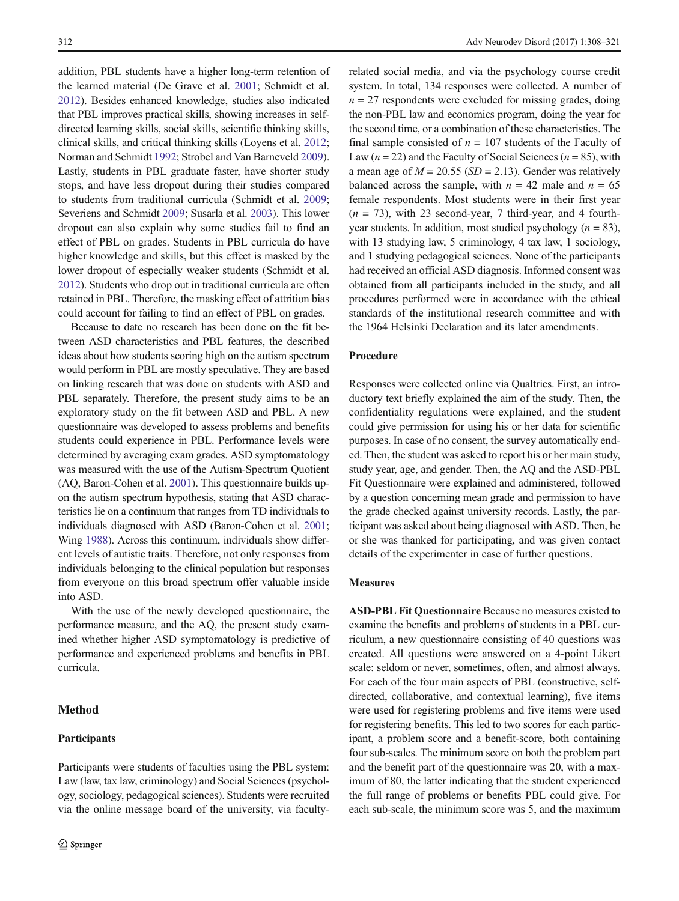addition, PBL students have a higher long-term retention of the learned material (De Grave et al. 2001; Schmidt et al. 2012). Besides enhanced knowledge, studies also indicated that PBL improves practical skills, showing increases in self-directed learning skills, social skills, scientific thinking skills, clinical skills, and critical thinking skills (Loyens et al. 2012; Norman and Schmidt 1992; Strobel and Van Barneveld 2009). Lastly, students in PBL graduate faster, have shorter study stops, and have less dropout during their studies compared to students from traditional curricula (Schmidt et al. 2009; Severiens and Schmidt 2009; Susarla et al. 2003). This lower dropout can also explain why some studies fail to find an effect of PBL on grades. Students in PBL curricula do have higher knowledge and skills, but this effect is masked by the lower dropout of especially weaker students (Schmidt et al. 2012). Students who drop out in traditional curricula are often retained in PBL. Therefore, the masking effect of attrition bias could account for failing to find an effect of PBL on grades.

Because to date no research has been done on the fit between ASD characteristics and PBL features, the described ideas about how students scoring high on the autism spectrum would perform in PBL are mostly speculative. They are based on linking research that was done on students with ASD and PBL separately. Therefore, the present study aims to be an exploratory study on the fit between ASD and PBL. A new questionnaire was developed to assess problems and benefits students could experience in PBL. Performance levels were determined by averaging exam grades. ASD symptomatology was measured with the use of the Autism-Spectrum Quotient (AQ, Baron-Cohen et al. 2001). This questionnaire builds upon the autism spectrum hypothesis, stating that ASD characteristics lie on a continuum that ranges from TD individuals to individuals diagnosed with ASD (Baron-Cohen et al. 2001; Wing 1988). Across this continuum, individuals show different levels of autistic traits. Therefore, not only responses from individuals belonging to the clinical population but responses from everyone on this broad spectrum offer valuable inside into ASD.

With the use of the newly developed questionnaire, the performance measure, and the AQ, the present study examined whether higher ASD symptomatology is predictive of performance and experienced problems and benefits in PBL curricula.

## Method

### Participants

Participants were students of faculties using the PBL system: Law (law, tax law, criminology) and Social Sciences (psychology, sociology, pedagogical sciences). Students were recruited via the online message board of the university, via faculty-related social media, and via the psychology course credit system. In total, 134 responses were collected. A number of $n = 27$ respondents were excluded for missing grades, doing the non-PBL law and economics program, doing the year for the second time, or a combination of these characteristics. The final sample consisted of $n = 107$ students of the Faculty of Law ($n = 22$) and the Faculty of Social Sciences ($n = 85$), with a mean age of $M = 20.55$ ($SD = 2.13$). Gender was relatively balanced across the sample, with $n = 42$ male and $n = 65$ female respondents. Most students were in their first year ($n = 73$), with 23 second-year, 7 third-year, and 4 fourth-year students. In addition, most studied psychology ($n = 83$), with 13 studying law, 5 criminology, 4 tax law, 1 sociology, and 1 studying pedagogical sciences. None of the participants had received an official ASD diagnosis. Informed consent was obtained from all participants included in the study, and all procedures performed were in accordance with the ethical standards of the institutional research committee and with the 1964 Helsinki Declaration and its later amendments.

### Procedure

Responses were collected online via Qualtrics. First, an introductory text briefly explained the aim of the study. Then, the confidentiality regulations were explained, and the student could give permission for using his or her data for scientific purposes. In case of no consent, the survey automatically ended. Then, the student was asked to report his or her main study, study year, age, and gender. Then, the AQ and the ASD-PBL Fit Questionnaire were explained and administered, followed by a question concerning mean grade and permission to have the grade checked against university records. Lastly, the participant was asked about being diagnosed with ASD. Then, he or she was thanked for participating, and was given contact details of the experimenter in case of further questions.

### Measures

**ASD-PBL Fit Questionnaire** Because no measures existed to examine the benefits and problems of students in a PBL curriculum, a new questionnaire consisting of 40 questions was created. All questions were answered on a 4-point Likert scale: seldom or never, sometimes, often, and almost always. For each of the four main aspects of PBL (constructive, self-directed, collaborative, and contextual learning), five items were used for registering problems and five items were used for registering benefits. This led to two scores for each participant, a problem score and a benefit-score, both containing four sub-scales. The minimum score on both the problem part and the benefit part of the questionnaire was 20, with a maximum of 80, the latter indicating that the student experienced the full range of problems or benefits PBL could give. For each sub-scale, the minimum score was 5, and the maximum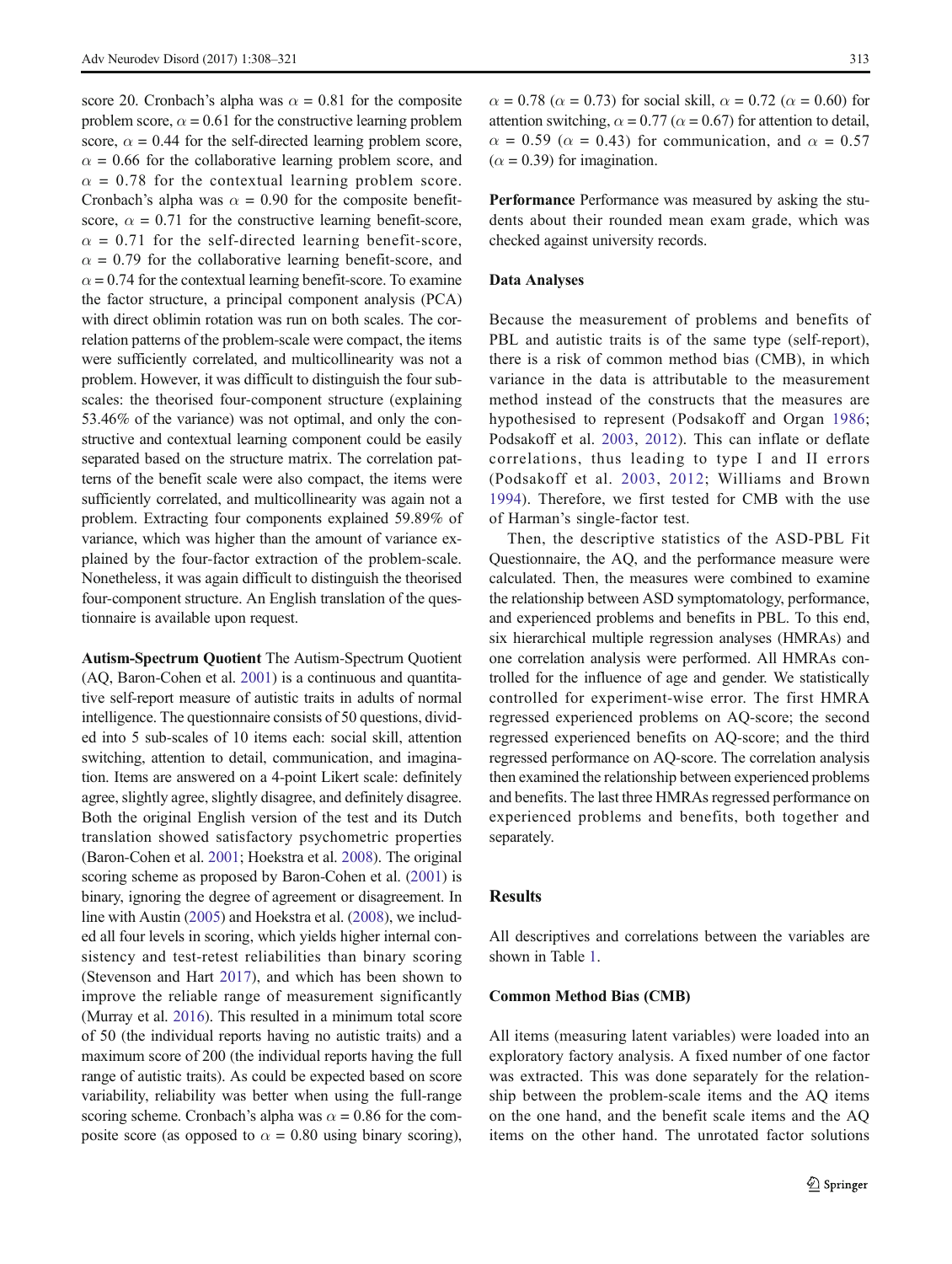score 20. Cronbach's alpha was $\alpha = 0.81$ for the composite problem score, $\alpha = 0.61$ for the constructive learning problem score, $\alpha = 0.44$ for the self-directed learning problem score, $\alpha = 0.66$ for the collaborative learning problem score, and $\alpha = 0.78$ for the contextual learning problem score. Cronbach's alpha was $\alpha = 0.90$ for the composite benefit-score, $\alpha = 0.71$ for the constructive learning benefit-score, $\alpha = 0.71$ for the self-directed learning benefit-score, $\alpha = 0.79$ for the collaborative learning benefit-score, and $\alpha = 0.74$ for the contextual learning benefit-score. To examine the factor structure, a principal component analysis (PCA) with direct oblimin rotation was run on both scales. The correlation patterns of the problem-scale were compact, the items were sufficiently correlated, and multicollinearity was not a problem. However, it was difficult to distinguish the four subscales: the theorised four-component structure (explaining 53.46% of the variance) was not optimal, and only the constructive and contextual learning component could be easily separated based on the structure matrix. The correlation patterns of the benefit scale were also compact, the items were sufficiently correlated, and multicollinearity was again not a problem. Extracting four components explained 59.89% of variance, which was higher than the amount of variance explained by the four-factor extraction of the problem-scale. Nonetheless, it was again difficult to distinguish the theorised four-component structure. An English translation of the questionnaire is available upon request.

**Autism-Spectrum Quotient** The Autism-Spectrum Quotient (AQ, Baron-Cohen et al. 2001) is a continuous and quantitative self-report measure of autistic traits in adults of normal intelligence. The questionnaire consists of 50 questions, divided into 5 sub-scales of 10 items each: social skill, attention switching, attention to detail, communication, and imagination. Items are answered on a 4-point Likert scale: definitely agree, slightly agree, slightly disagree, and definitely disagree. Both the original English version of the test and its Dutch translation showed satisfactory psychometric properties (Baron-Cohen et al. 2001; Hoekstra et al. 2008). The original scoring scheme as proposed by Baron-Cohen et al. (2001) is binary, ignoring the degree of agreement or disagreement. In line with Austin (2005) and Hoekstra et al. (2008), we included all four levels in scoring, which yields higher internal consistency and test-retest reliabilities than binary scoring (Stevenson and Hart 2017), and which has been shown to improve the reliable range of measurement significantly (Murray et al. 2016). This resulted in a minimum total score of 50 (the individual reports having no autistic traits) and a maximum score of 200 (the individual reports having the full range of autistic traits). As could be expected based on score variability, reliability was better when using the full-range scoring scheme. Cronbach's alpha was $\alpha = 0.86$ for the composite score (as opposed to $\alpha = 0.80$ using binary scoring), $\alpha = 0.78$ ($\alpha = 0.73$) for social skill, $\alpha = 0.72$ ($\alpha = 0.60$) for attention switching, $\alpha = 0.77$ ($\alpha = 0.67$) for attention to detail, $\alpha = 0.59$ ($\alpha = 0.43$) for communication, and $\alpha = 0.57$ ($\alpha = 0.39$) for imagination.

**Performance** Performance was measured by asking the students about their rounded mean exam grade, which was checked against university records.

### Data Analyses

Because the measurement of problems and benefits of PBL and autistic traits is of the same type (self-report), there is a risk of common method bias (CMB), in which variance in the data is attributable to the measurement method instead of the constructs that the measures are hypothesised to represent (Podsakoff and Organ 1986; Podsakoff et al. 2003, 2012). This can inflate or deflate correlations, thus leading to type I and II errors (Podsakoff et al. 2003, 2012; Williams and Brown 1994). Therefore, we first tested for CMB with the use of Harman's single-factor test.

Then, the descriptive statistics of the ASD-PBL Fit Questionnaire, the AQ, and the performance measure were calculated. Then, the measures were combined to examine the relationship between ASD symptomatology, performance, and experienced problems and benefits in PBL. To this end, six hierarchical multiple regression analyses (HMRAs) and one correlation analysis were performed. All HMRAs controlled for the influence of age and gender. We statistically controlled for experiment-wise error. The first HMRA regressed experienced problems on AQ-score; the second regressed experienced benefits on AQ-score; and the third regressed performance on AQ-score. The correlation analysis then examined the relationship between experienced problems and benefits. The last three HMRAs regressed performance on experienced problems and benefits, both together and separately.

## Results

All descriptives and correlations between the variables are shown in Table 1.

### Common Method Bias (CMB)

All items (measuring latent variables) were loaded into an exploratory factory analysis. A fixed number of one factor was extracted. This was done separately for the relationship between the problem-scale items and the AQ items on the one hand, and the benefit scale items and the AQ items on the other hand. The unrotated factor solutions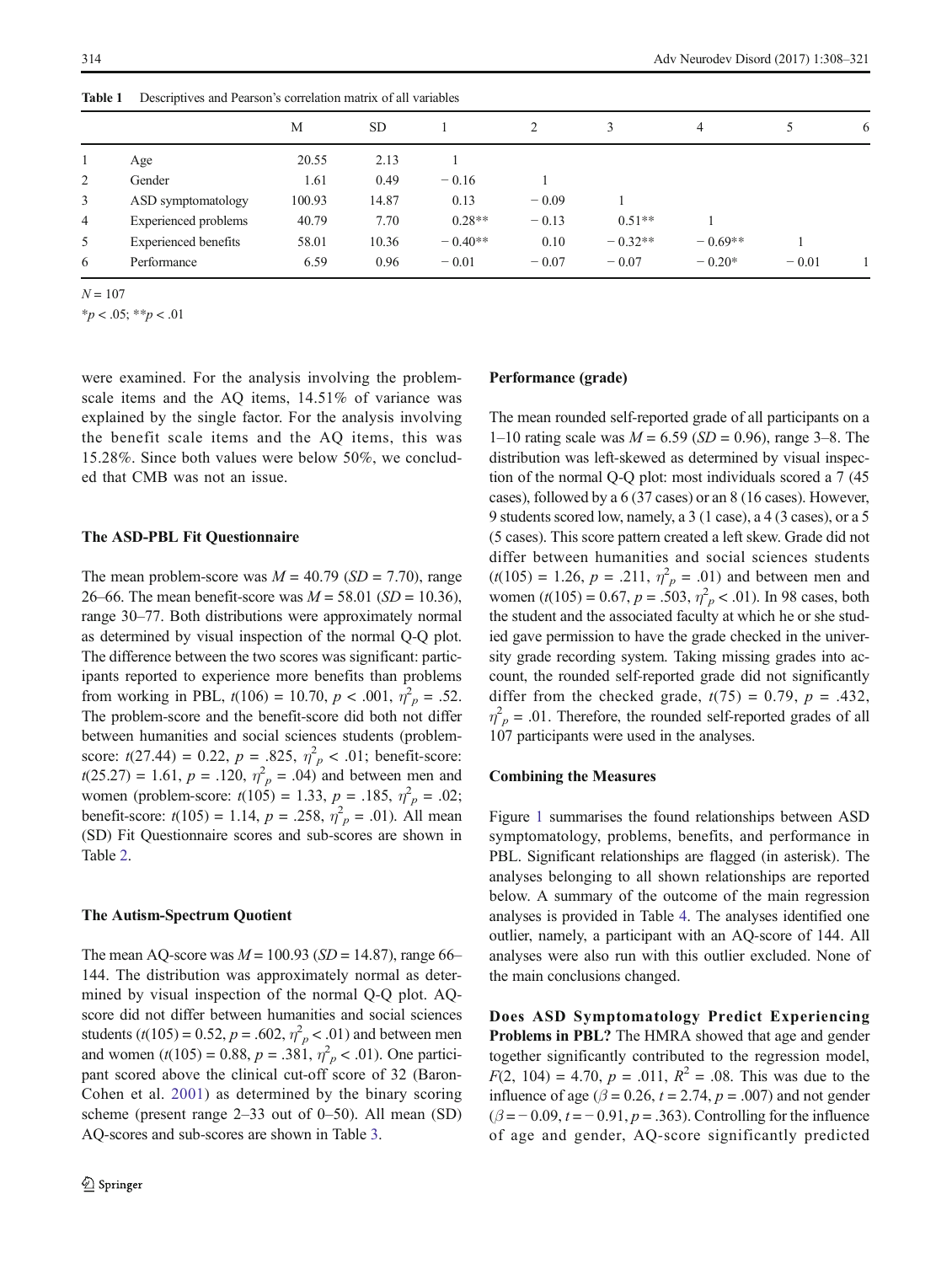**Table 1** Descriptives and Pearson's correlation matrix of all variables

| | | M | SD | 1 | 2 | 3 | 4 | 5 | 6 |
|---|---|---|---|---|---|---|---|---|---|
| 1 | Age | 20.55 | 2.13 | 1 | | | | | |
| 2 | Gender | 1.61 | 0.49 | − 0.16 | 1 | | | | |
| 3 | ASD symptomatology | 100.93 | 14.87 | 0.13 | − 0.09 | 1 | | | |
| 4 | Experienced problems | 40.79 | 7.70 | 0.28** | − 0.13 | 0.51** | 1 | | |
| 5 | Experienced benefits | 58.01 | 10.36 | − 0.40** | 0.10 | − 0.32** | − 0.69** | 1 | |
| 6 | Performance | 6.59 | 0.96 | − 0.01 | − 0.07 | − 0.07 | − 0.20* | − 0.01 | 1 |

$N = 107$

*$p < .05$; **$p < .01$

were examined. For the analysis involving the problem-scale items and the AQ items, 14.51% of variance was explained by the single factor. For the analysis involving the benefit scale items and the AQ items, this was 15.28%. Since both values were below 50%, we concluded that CMB was not an issue.

### The ASD-PBL Fit Questionnaire

The mean problem-score was $M = 40.79$ ($SD = 7.70$), range 26–66. The mean benefit-score was $M = 58.01$ ($SD = 10.36$), range 30–77. Both distributions were approximately normal as determined by visual inspection of the normal Q-Q plot. The difference between the two scores was significant: participants reported to experience more benefits than problems from working in PBL, $t(106) = 10.70$, $p < .001$, $\eta^2_p = .52$. The problem-score and the benefit-score did both not differ between humanities and social sciences students (problem-score: $t(27.44) = 0.22$, $p = .825$, $\eta^2_p < .01$; benefit-score: $t(25.27) = 1.61$, $p = .120$, $\eta^2_p = .04$) and between men and women (problem-score: $t(105) = 1.33$, $p = .185$, $\eta^2_p = .02$; benefit-score: $t(105) = 1.14$, $p = .258$, $\eta^2_p = .01$). All mean (SD) Fit Questionnaire scores and sub-scores are shown in Table 2.

### The Autism-Spectrum Quotient

The mean AQ-score was $M = 100.93$ ($SD = 14.87$), range 66–144. The distribution was approximately normal as determined by visual inspection of the normal Q-Q plot. AQ-score did not differ between humanities and social sciences students ($t(105) = 0.52$, $p = .602$, $\eta^2_p < .01$) and between men and women ($t(105) = 0.88$, $p = .381$, $\eta^2_p < .01$). One participant scored above the clinical cut-off score of 32 (Baron-Cohen et al. 2001) as determined by the binary scoring scheme (present range 2–33 out of 0–50). All mean (SD) AQ-scores and sub-scores are shown in Table 3.

### Performance (grade)

The mean rounded self-reported grade of all participants on a 1–10 rating scale was $M = 6.59$ ($SD = 0.96$), range 3–8. The distribution was left-skewed as determined by visual inspection of the normal Q-Q plot: most individuals scored a 7 (45 cases), followed by a 6 (37 cases) or an 8 (16 cases). However, 9 students scored low, namely, a 3 (1 case), a 4 (3 cases), or a 5 (5 cases). This score pattern created a left skew. Grade did not differ between humanities and social sciences students ($t(105) = 1.26$, $p = .211$, $\eta^2_p = .01$) and between men and women ($t(105) = 0.67$, $p = .503$, $\eta^2_p < .01$). In 98 cases, both the student and the associated faculty at which he or she studied gave permission to have the grade checked in the university grade recording system. Taking missing grades into account, the rounded self-reported grade did not significantly differ from the checked grade, $t(75) = 0.79$, $p = .432$, $\eta^2_p = .01$. Therefore, the rounded self-reported grades of all 107 participants were used in the analyses.

### Combining the Measures

Figure 1 summarises the found relationships between ASD symptomatology, problems, benefits, and performance in PBL. Significant relationships are flagged (in asterisk). The analyses belonging to all shown relationships are reported below. A summary of the outcome of the main regression analyses is provided in Table 4. The analyses identified one outlier, namely, a participant with an AQ-score of 144. All analyses were also run with this outlier excluded. None of the main conclusions changed.

**Does ASD Symptomatology Predict Experiencing Problems in PBL?** The HMRA showed that age and gender together significantly contributed to the regression model, $F(2, 104) = 4.70$, $p = .011$, $R^2 = .08$. This was due to the influence of age ($\beta = 0.26$, $t = 2.74$, $p = .007$) and not gender ($\beta = -0.09$, $t = -0.91$, $p = .363$). Controlling for the influence of age and gender, AQ-score significantly predicted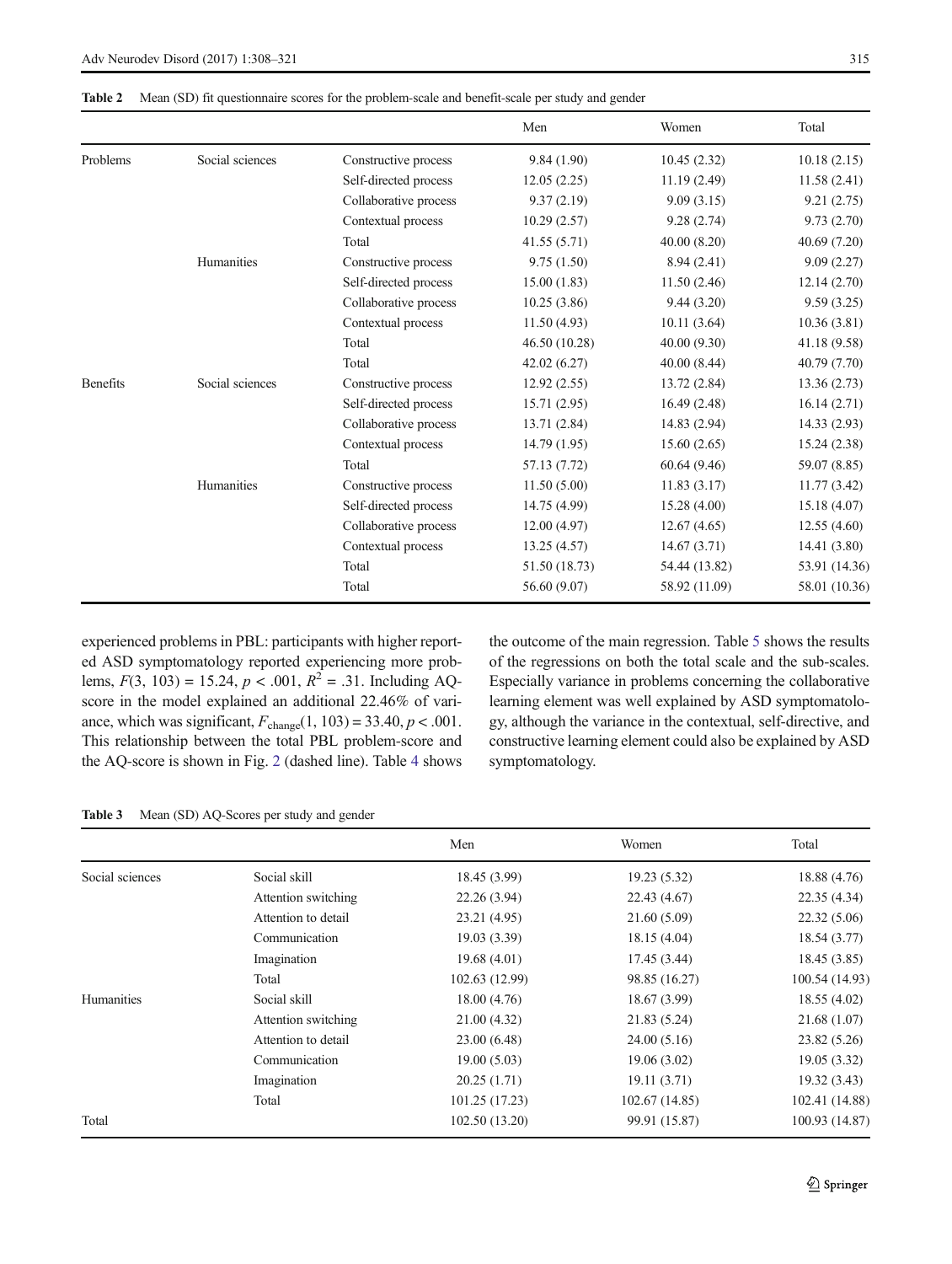**Table 2** Mean (SD) fit questionnaire scores for the problem-scale and benefit-scale per study and gender

| | | | Men | Women | Total |
|---|---|---|---|---|---|
| Problems | Social sciences | Constructive process | 9.84 (1.90) | 10.45 (2.32) | 10.18 (2.15) |
| | | Self-directed process | 12.05 (2.25) | 11.19 (2.49) | 11.58 (2.41) |
| | | Collaborative process | 9.37 (2.19) | 9.09 (3.15) | 9.21 (2.75) |
| | | Contextual process | 10.29 (2.57) | 9.28 (2.74) | 9.73 (2.70) |
| | | Total | 41.55 (5.71) | 40.00 (8.20) | 40.69 (7.20) |
| | Humanities | Constructive process | 9.75 (1.50) | 8.94 (2.41) | 9.09 (2.27) |
| | | Self-directed process | 15.00 (1.83) | 11.50 (2.46) | 12.14 (2.70) |
| | | Collaborative process | 10.25 (3.86) | 9.44 (3.20) | 9.59 (3.25) |
| | | Contextual process | 11.50 (4.93) | 10.11 (3.64) | 10.36 (3.81) |
| | | Total | 46.50 (10.28) | 40.00 (9.30) | 41.18 (9.58) |
| | | Total | 42.02 (6.27) | 40.00 (8.44) | 40.79 (7.70) |
| Benefits | Social sciences | Constructive process | 12.92 (2.55) | 13.72 (2.84) | 13.36 (2.73) |
| | | Self-directed process | 15.71 (2.95) | 16.49 (2.48) | 16.14 (2.71) |
| | | Collaborative process | 13.71 (2.84) | 14.83 (2.94) | 14.33 (2.93) |
| | | Contextual process | 14.79 (1.95) | 15.60 (2.65) | 15.24 (2.38) |
| | | Total | 57.13 (7.72) | 60.64 (9.46) | 59.07 (8.85) |
| | Humanities | Constructive process | 11.50 (5.00) | 11.83 (3.17) | 11.77 (3.42) |
| | | Self-directed process | 14.75 (4.99) | 15.28 (4.00) | 15.18 (4.07) |
| | | Collaborative process | 12.00 (4.97) | 12.67 (4.65) | 12.55 (4.60) |
| | | Contextual process | 13.25 (4.57) | 14.67 (3.71) | 14.41 (3.80) |
| | | Total | 51.50 (18.73) | 54.44 (13.82) | 53.91 (14.36) |
| | | Total | 56.60 (9.07) | 58.92 (11.09) | 58.01 (10.36) |

experienced problems in PBL: participants with higher reported ASD symptomatology reported experiencing more problems, $F(3, 103) = 15.24$, $p < .001$, $R^2 = .31$. Including AQ-score in the model explained an additional 22.46% of variance, which was significant, $F_{\text{change}}(1, 103) = 33.40$, $p < .001$. This relationship between the total PBL problem-score and the AQ-score is shown in Fig. 2 (dashed line). Table 4 shows the outcome of the main regression. Table 5 shows the results of the regressions on both the total scale and the sub-scales. Especially variance in problems concerning the collaborative learning element was well explained by ASD symptomatology, although the variance in the contextual, self-directive, and constructive learning element could also be explained by ASD symptomatology.

**Table 3** Mean (SD) AQ-Scores per study and gender

| | | Men | Women | Total |
|---|---|---|---|---|
| Social sciences | Social skill | 18.45 (3.99) | 19.23 (5.32) | 18.88 (4.76) |
| | Attention switching | 22.26 (3.94) | 22.43 (4.67) | 22.35 (4.34) |
| | Attention to detail | 23.21 (4.95) | 21.60 (5.09) | 22.32 (5.06) |
| | Communication | 19.03 (3.39) | 18.15 (4.04) | 18.54 (3.77) |
| | Imagination | 19.68 (4.01) | 17.45 (3.44) | 18.45 (3.85) |
| | Total | 102.63 (12.99) | 98.85 (16.27) | 100.54 (14.93) |
| Humanities | Social skill | 18.00 (4.76) | 18.67 (3.99) | 18.55 (4.02) |
| | Attention switching | 21.00 (4.32) | 21.83 (5.24) | 21.68 (1.07) |
| | Attention to detail | 23.00 (6.48) | 24.00 (5.16) | 23.82 (5.26) |
| | Communication | 19.00 (5.03) | 19.06 (3.02) | 19.05 (3.32) |
| | Imagination | 20.25 (1.71) | 19.11 (3.71) | 19.32 (3.43) |
| | Total | 101.25 (17.23) | 102.67 (14.85) | 102.41 (14.88) |
| Total | | 102.50 (13.20) | 99.91 (15.87) | 100.93 (14.87) |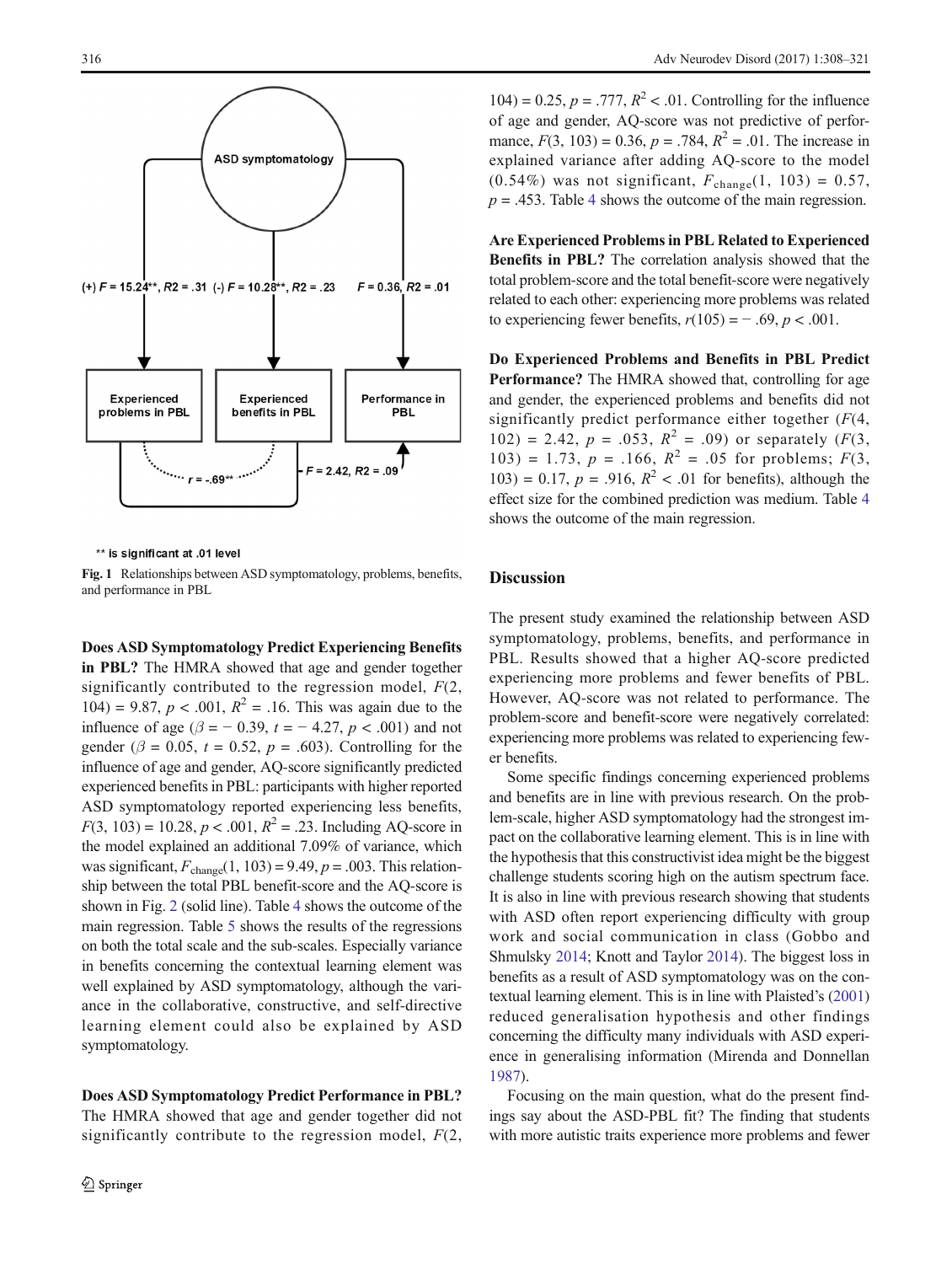** is significant at .01 level

Fig. 1 Relationships between ASD symptomatology, problems, benefits, and performance in PBL

**Does ASD Symptomatology Predict Experiencing Benefits in PBL?** The HMRA showed that age and gender together significantly contributed to the regression model, $F(2, 104) = 9.87$, $p < .001$, $R^2 = .16$. This was again due to the influence of age ($\beta = -0.39$, $t = -4.27$, $p < .001$) and not gender ($\beta = 0.05$, $t = 0.52$, $p = .603$). Controlling for the influence of age and gender, AQ-score significantly predicted experienced benefits in PBL: participants with higher reported ASD symptomatology reported experiencing less benefits, $F(3, 103) = 10.28$, $p < .001$, $R^2 = .23$. Including AQ-score in the model explained an additional 7.09% of variance, which was significant, $F_{change}(1, 103) = 9.49$, $p = .003$. This relationship between the total PBL benefit-score and the AQ-score is shown in Fig. 2 (solid line). Table 4 shows the outcome of the main regression. Table 5 shows the results of the regressions on both the total scale and the sub-scales. Especially variance in benefits concerning the contextual learning element was well explained by ASD symptomatology, although the variance in the collaborative, constructive, and self-directive learning element could also be explained by ASD symptomatology.

**Does ASD Symptomatology Predict Performance in PBL?** The HMRA showed that age and gender together did not significantly contribute to the regression model, $F(2, 104) = 0.25$, $p = .777$, $R^2 < .01$. Controlling for the influence of age and gender, AQ-score was not predictive of performance, $F(3, 103) = 0.36$, $p = .784$, $R^2 = .01$. The increase in explained variance after adding AQ-score to the model (0.54%) was not significant, $F_{change}(1, 103) = 0.57$, $p = .453$. Table 4 shows the outcome of the main regression.

**Are Experienced Problems in PBL Related to Experienced Benefits in PBL?** The correlation analysis showed that the total problem-score and the total benefit-score were negatively related to each other: experiencing more problems was related to experiencing fewer benefits, $r(105) = -.69$, $p < .001$.

**Do Experienced Problems and Benefits in PBL Predict Performance?** The HMRA showed that, controlling for age and gender, the experienced problems and benefits did not significantly predict performance either together ($F(4, 102) = 2.42$, $p = .053$, $R^2 = .09$) or separately ($F(3, 103) = 1.73$, $p = .166$, $R^2 = .05$ for problems; $F(3, 103) = 0.17$, $p = .916$, $R^2 < .01$ for benefits), although the effect size for the combined prediction was medium. Table 4 shows the outcome of the main regression.

## Discussion

The present study examined the relationship between ASD symptomatology, problems, benefits, and performance in PBL. Results showed that a higher AQ-score predicted experiencing more problems and fewer benefits of PBL. However, AQ-score was not related to performance. The problem-score and benefit-score were negatively correlated: experiencing more problems was related to experiencing fewer benefits.

Some specific findings concerning experienced problems and benefits are in line with previous research. On the problem-scale, higher ASD symptomatology had the strongest impact on the collaborative learning element. This is in line with the hypothesis that this constructivist idea might be the biggest challenge students scoring high on the autism spectrum face. It is also in line with previous research showing that students with ASD often report experiencing difficulty with group work and social communication in class (Gobbo and Shmulsky 2014; Knott and Taylor 2014). The biggest loss in benefits as a result of ASD symptomatology was on the contextual learning element. This is in line with Plaisted's (2001) reduced generalisation hypothesis and other findings concerning the difficulty many individuals with ASD experience in generalising information (Mirenda and Donnellan 1987).

Focusing on the main question, what do the present findings say about the ASD-PBL fit? The finding that students with more autistic traits experience more problems and fewer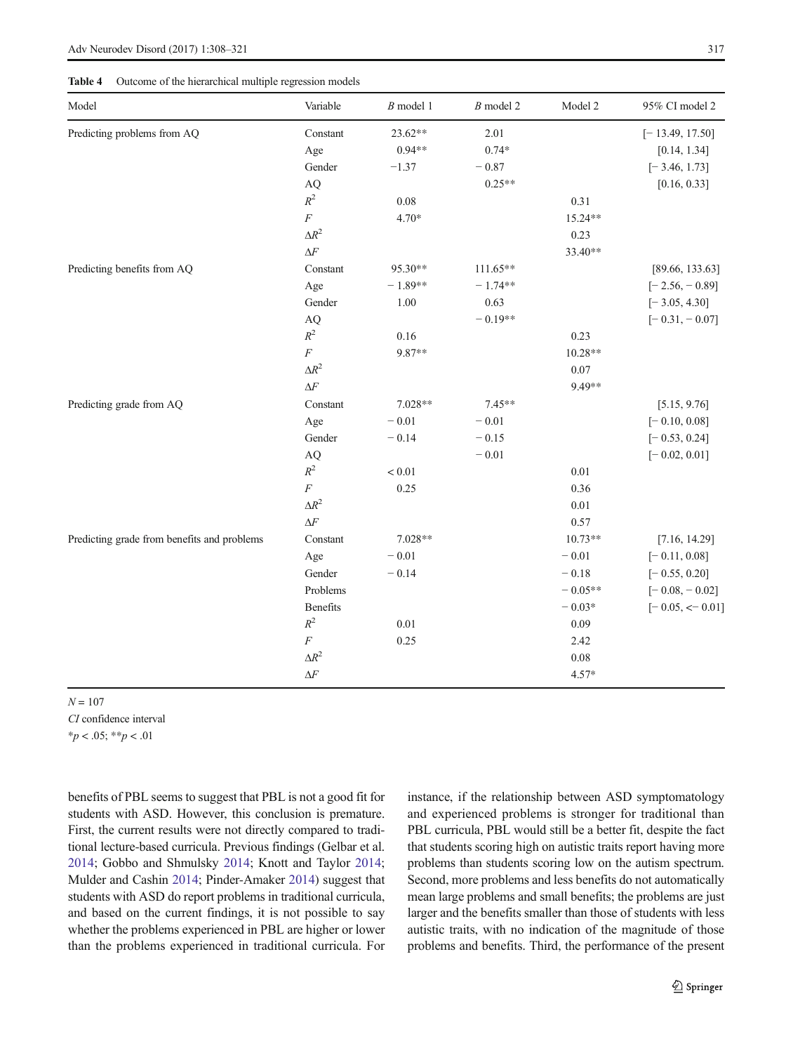**Table 4** Outcome of the hierarchical multiple regression models

| Model | Variable | *B* model 1 | *B* model 2 | Model 2 | 95% CI model 2 |
|---|---|---|---|---|---|
| Predicting problems from AQ | Constant | 23.62** | 2.01 | | [− 13.49, 17.50] |
| | Age | 0.94** | 0.74* | | [0.14, 1.34] |
| | Gender | −1.37 | − 0.87 | | [− 3.46, 1.73] |
| | AQ | | 0.25** | | [0.16, 0.33] |
| | $R^2$ | 0.08 | | 0.31 | |
| | $F$ | 4.70* | | 15.24** | |
| | $\Delta R^2$ | | | 0.23 | |
| | $\Delta F$ | | | 33.40** | |
| Predicting benefits from AQ | Constant | 95.30** | 111.65** | | [89.66, 133.63] |
| | Age | − 1.89** | − 1.74** | | [− 2.56, − 0.89] |
| | Gender | 1.00 | 0.63 | | [− 3.05, 4.30] |
| | AQ | | − 0.19** | | [− 0.31, − 0.07] |
| | $R^2$ | 0.16 | | 0.23 | |
| | $F$ | 9.87** | | 10.28** | |
| | $\Delta R^2$ | | | 0.07 | |
| | $\Delta F$ | | | 9.49** | |
| Predicting grade from AQ | Constant | 7.028** | 7.45** | | [5.15, 9.76] |
| | Age | − 0.01 | − 0.01 | | [− 0.10, 0.08] |
| | Gender | − 0.14 | − 0.15 | | [− 0.53, 0.24] |
| | AQ | | − 0.01 | | [− 0.02, 0.01] |
| | $R^2$ | < 0.01 | | 0.01 | |
| | $F$ | 0.25 | | 0.36 | |
| | $\Delta R^2$ | | | 0.01 | |
| | $\Delta F$ | | | 0.57 | |
| Predicting grade from benefits and problems | Constant | 7.028** | | 10.73** | [7.16, 14.29] |
| | Age | − 0.01 | | − 0.01 | [− 0.11, 0.08] |
| | Gender | − 0.14 | | − 0.18 | [− 0.55, 0.20] |
| | Problems | | | − 0.05** | [− 0.08, − 0.02] |
| | Benefits | | | − 0.03* | [− 0.05, <− 0.01] |
| | $R^2$ | 0.01 | | 0.09 | |
| | $F$ | 0.25 | | 2.42 | |
| | $\Delta R^2$ | | | 0.08 | |
| | $\Delta F$ | | | 4.57* | |

$N = 107$

*CI* confidence interval

*$p < .05$; **$p < .01$

benefits of PBL seems to suggest that PBL is not a good fit for students with ASD. However, this conclusion is premature. First, the current results were not directly compared to traditional lecture-based curricula. Previous findings (Gelbar et al. 2014; Gobbo and Shmulsky 2014; Knott and Taylor 2014; Mulder and Cashin 2014; Pinder-Amaker 2014) suggest that students with ASD do report problems in traditional curricula, and based on the current findings, it is not possible to say whether the problems experienced in PBL are higher or lower than the problems experienced in traditional curricula. For instance, if the relationship between ASD symptomatology and experienced problems is stronger for traditional than PBL curricula, PBL would still be a better fit, despite the fact that students scoring high on autistic traits report having more problems than students scoring low on the autism spectrum. Second, more problems and less benefits do not automatically mean large problems and small benefits; the problems are just larger and the benefits smaller than those of students with less autistic traits, with no indication of the magnitude of those problems and benefits. Third, the performance of the present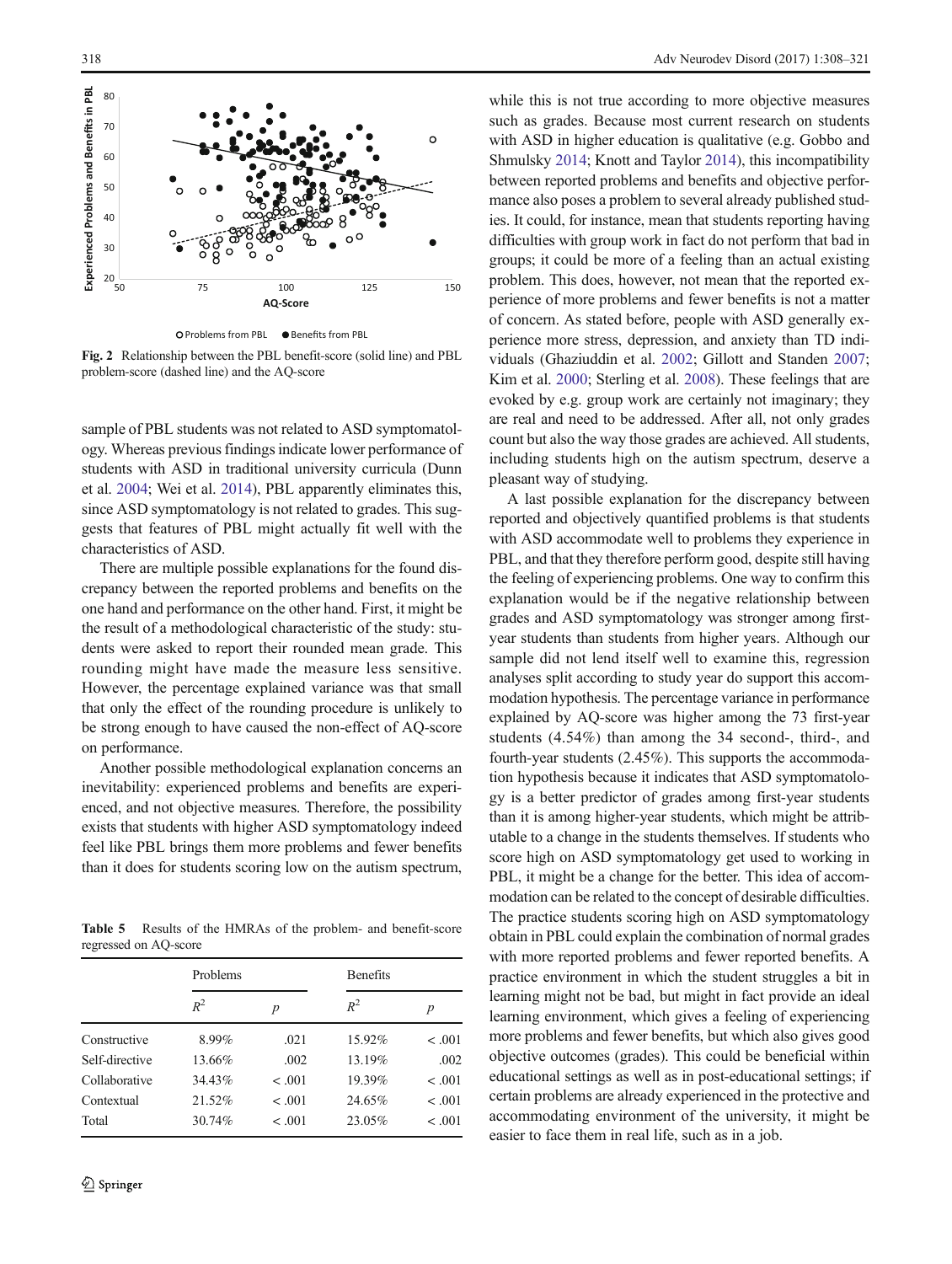Experienced Problems and Benefits in PBL

80
70
60
50
40
30
20

50 75 100 125 150

AQ-Score

○ Problems from PBL ● Benefits from PBL

**Fig. 2** Relationship between the PBL benefit-score (solid line) and PBL problem-score (dashed line) and the AQ-score

sample of PBL students was not related to ASD symptomatology. Whereas previous findings indicate lower performance of students with ASD in traditional university curricula (Dunn et al. 2004; Wei et al. 2014), PBL apparently eliminates this, since ASD symptomatology is not related to grades. This suggests that features of PBL might actually fit well with the characteristics of ASD.

There are multiple possible explanations for the found discrepancy between the reported problems and benefits on the one hand and performance on the other hand. First, it might be the result of a methodological characteristic of the study: students were asked to report their rounded mean grade. This rounding might have made the measure less sensitive. However, the percentage explained variance was that small that only the effect of the rounding procedure is unlikely to be strong enough to have caused the non-effect of AQ-score on performance.

Another possible methodological explanation concerns an inevitability: experienced problems and benefits are experienced, and not objective measures. Therefore, the possibility exists that students with higher ASD symptomatology indeed feel like PBL brings them more problems and fewer benefits than it does for students scoring low on the autism spectrum,

**Table 5** Results of the HMRAs of the problem- and benefit-score regressed on AQ-score

| | Problems | | Benefits | |
|---|---|---|---|---|
| | $R^2$ | $p$ | $R^2$ | $p$ |
| Constructive | 8.99% | .021 | 15.92% | < .001 |
| Self-directive | 13.66% | .002 | 13.19% | .002 |
| Collaborative | 34.43% | < .001 | 19.39% | < .001 |
| Contextual | 21.52% | < .001 | 24.65% | < .001 |
| Total | 30.74% | < .001 | 23.05% | < .001 |

while this is not true according to more objective measures such as grades. Because most current research on students with ASD in higher education is qualitative (e.g. Gobbo and Shmulsky 2014; Knott and Taylor 2014), this incompatibility between reported problems and benefits and objective performance also poses a problem to several already published studies. It could, for instance, mean that students reporting having difficulties with group work in fact do not perform that bad in groups; it could be more of a feeling than an actual existing problem. This does, however, not mean that the reported experience of more problems and fewer benefits is not a matter of concern. As stated before, people with ASD generally experience more stress, depression, and anxiety than TD individuals (Ghaziuddin et al. 2002; Gillott and Standen 2007; Kim et al. 2000; Sterling et al. 2008). These feelings that are evoked by e.g. group work are certainly not imaginary; they are real and need to be addressed. After all, not only grades count but also the way those grades are achieved. All students, including students high on the autism spectrum, deserve a pleasant way of studying.

A last possible explanation for the discrepancy between reported and objectively quantified problems is that students with ASD accommodate well to problems they experience in PBL, and that they therefore perform good, despite still having the feeling of experiencing problems. One way to confirm this explanation would be if the negative relationship between grades and ASD symptomatology was stronger among first-year students than students from higher years. Although our sample did not lend itself well to examine this, regression analyses split according to study year do support this accommodation hypothesis. The percentage variance in performance explained by AQ-score was higher among the 73 first-year students (4.54%) than among the 34 second-, third-, and fourth-year students (2.45%). This supports the accommodation hypothesis because it indicates that ASD symptomatology is a better predictor of grades among first-year students than it is among higher-year students, which might be attributable to a change in the students themselves. If students who score high on ASD symptomatology get used to working in PBL, it might be a change for the better. This idea of accommodation can be related to the concept of desirable difficulties. The practice students scoring high on ASD symptomatology obtain in PBL could explain the combination of normal grades with more reported problems and fewer reported benefits. A practice environment in which the student struggles a bit in learning might not be bad, but might in fact provide an ideal learning environment, which gives a feeling of experiencing more problems and fewer benefits, but which also gives good objective outcomes (grades). This could be beneficial within educational settings as well as in post-educational settings; if certain problems are already experienced in the protective and accommodating environment of the university, it might be easier to face them in real life, such as in a job.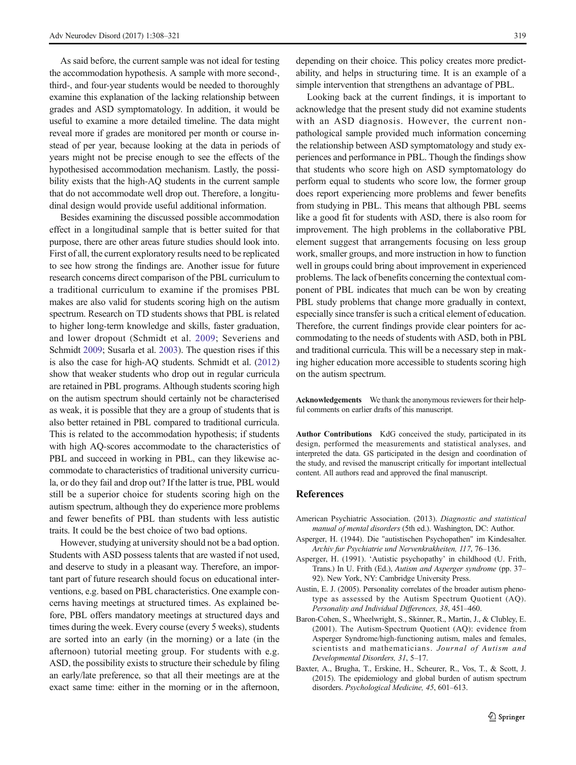As said before, the current sample was not ideal for testing the accommodation hypothesis. A sample with more second-, third-, and four-year students would be needed to thoroughly examine this explanation of the lacking relationship between grades and ASD symptomatology. In addition, it would be useful to examine a more detailed timeline. The data might reveal more if grades are monitored per month or course instead of per year, because looking at the data in periods of years might not be precise enough to see the effects of the hypothesised accommodation mechanism. Lastly, the possibility exists that the high-AQ students in the current sample that do not accommodate well drop out. Therefore, a longitudinal design would provide useful additional information.

Besides examining the discussed possible accommodation effect in a longitudinal sample that is better suited for that purpose, there are other areas future studies should look into. First of all, the current exploratory results need to be replicated to see how strong the findings are. Another issue for future research concerns direct comparison of the PBL curriculum to a traditional curriculum to examine if the promises PBL makes are also valid for students scoring high on the autism spectrum. Research on TD students shows that PBL is related to higher long-term knowledge and skills, faster graduation, and lower dropout (Schmidt et al. 2009; Severiens and Schmidt 2009; Susarla et al. 2003). The question rises if this is also the case for high-AQ students. Schmidt et al. (2012) show that weaker students who drop out in regular curricula are retained in PBL programs. Although students scoring high on the autism spectrum should certainly not be characterised as weak, it is possible that they are a group of students that is also better retained in PBL compared to traditional curricula. This is related to the accommodation hypothesis; if students with high AQ-scores accommodate to the characteristics of PBL and succeed in working in PBL, can they likewise accommodate to characteristics of traditional university curricula, or do they fail and drop out? If the latter is true, PBL would still be a superior choice for students scoring high on the autism spectrum, although they do experience more problems and fewer benefits of PBL than students with less autistic traits. It could be the best choice of two bad options.

However, studying at university should not be a bad option. Students with ASD possess talents that are wasted if not used, and deserve to study in a pleasant way. Therefore, an important part of future research should focus on educational interventions, e.g. based on PBL characteristics. One example concerns having meetings at structured times. As explained before, PBL offers mandatory meetings at structured days and times during the week. Every course (every 5 weeks), students are sorted into an early (in the morning) or a late (in the afternoon) tutorial meeting group. For students with e.g. ASD, the possibility exists to structure their schedule by filing an early/late preference, so that all their meetings are at the exact same time: either in the morning or in the afternoon, depending on their choice. This policy creates more predictability, and helps in structuring time. It is an example of a simple intervention that strengthens an advantage of PBL.

Looking back at the current findings, it is important to acknowledge that the present study did not examine students with an ASD diagnosis. However, the current non-pathological sample provided much information concerning the relationship between ASD symptomatology and study experiences and performance in PBL. Though the findings show that students who score high on ASD symptomatology do perform equal to students who score low, the former group does report experiencing more problems and fewer benefits from studying in PBL. This means that although PBL seems like a good fit for students with ASD, there is also room for improvement. The high problems in the collaborative PBL element suggest that arrangements focusing on less group work, smaller groups, and more instruction in how to function well in groups could bring about improvement in experienced problems. The lack of benefits concerning the contextual component of PBL indicates that much can be won by creating PBL study problems that change more gradually in context, especially since transfer is such a critical element of education. Therefore, the current findings provide clear pointers for accommodating to the needs of students with ASD, both in PBL and traditional curricula. This will be a necessary step in making higher education more accessible to students scoring high on the autism spectrum.

**Acknowledgements** We thank the anonymous reviewers for their helpful comments on earlier drafts of this manuscript.

**Author Contributions** KdG conceived the study, participated in its design, performed the measurements and statistical analyses, and interpreted the data. GS participated in the design and coordination of the study, and revised the manuscript critically for important intellectual content. All authors read and approved the final manuscript.

## References

American Psychiatric Association. (2013). *Diagnostic and statistical manual of mental disorders* (5th ed.). Washington, DC: Author.

Asperger, H. (1944). Die "autistischen Psychopathen" im Kindesalter. *Archiv fur Psychiatrie und Nervenkrakheiten, 117*, 76–136.

Asperger, H. (1991). 'Autistic psychopathy' in childhood (U. Frith, Trans.) In U. Frith (Ed.), *Autism and Asperger syndrome* (pp. 37–92). New York, NY: Cambridge University Press.

Austin, E. J. (2005). Personality correlates of the broader autism phenotype as assessed by the Autism Spectrum Quotient (AQ). *Personality and Individual Differences, 38*, 451–460.

Baron-Cohen, S., Wheelwright, S., Skinner, R., Martin, J., & Clubley, E. (2001). The Autism-Spectrum Quotient (AQ): evidence from Asperger Syndrome/high-functioning autism, males and females, scientists and mathematicians. *Journal of Autism and Developmental Disorders, 31*, 5–17.

Baxter, A., Brugha, T., Erskine, H., Scheurer, R., Vos, T., & Scott, J. (2015). The epidemiology and global burden of autism spectrum disorders. *Psychological Medicine, 45*, 601–613.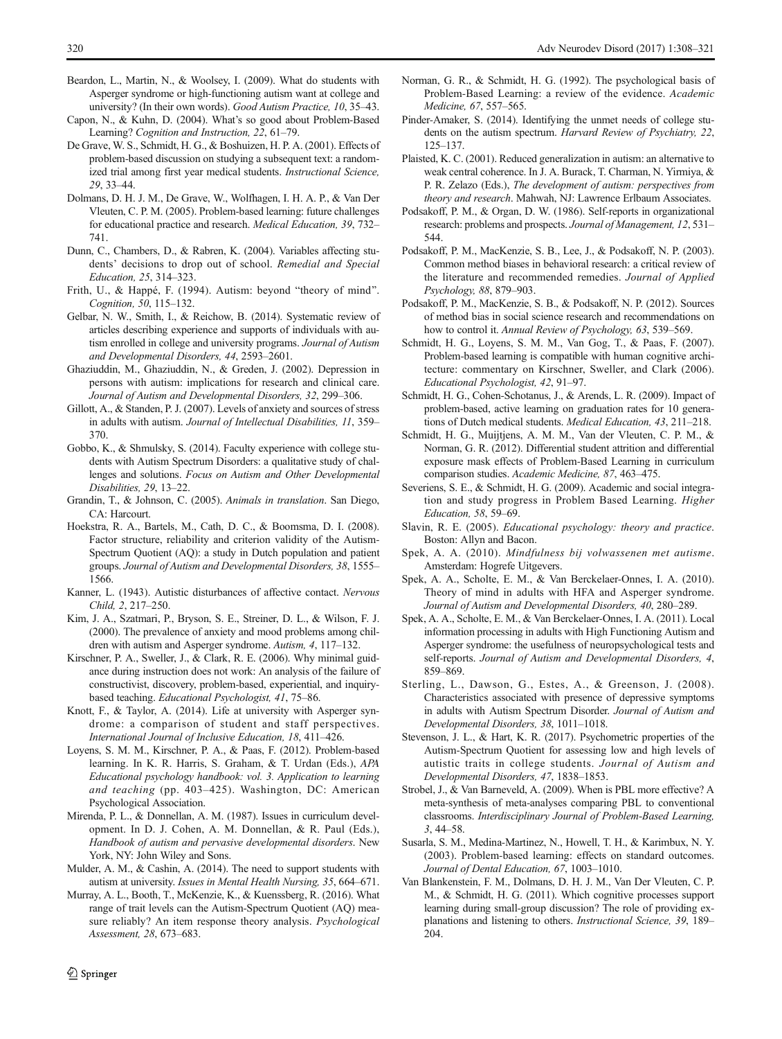Beardon, L., Martin, N., & Woolsey, I. (2009). What do students with Asperger syndrome or high-functioning autism want at college and university? (In their own words). *Good Autism Practice, 10*, 35–43.

Capon, N., & Kuhn, D. (2004). What's so good about Problem-Based Learning? *Cognition and Instruction, 22*, 61–79.

De Grave, W. S., Schmidt, H. G., & Boshuizen, H. P. A. (2001). Effects of problem-based discussion on studying a subsequent text: a randomized trial among first year medical students. *Instructional Science, 29*, 33–44.

Dolmans, D. H. J. M., De Grave, W., Wolfhagen, I. H. A. P., & Van Der Vleuten, C. P. M. (2005). Problem-based learning: future challenges for educational practice and research. *Medical Education, 39*, 732–741.

Dunn, C., Chambers, D., & Rabren, K. (2004). Variables affecting students' decisions to drop out of school. *Remedial and Special Education, 25*, 314–323.

Frith, U., & Happé, F. (1994). Autism: beyond "theory of mind". *Cognition, 50*, 115–132.

Gelbar, N. W., Smith, I., & Reichow, B. (2014). Systematic review of articles describing experience and supports of individuals with autism enrolled in college and university programs. *Journal of Autism and Developmental Disorders, 44*, 2593–2601.

Ghaziuddin, M., Ghaziuddin, N., & Greden, J. (2002). Depression in persons with autism: implications for research and clinical care. *Journal of Autism and Developmental Disorders, 32*, 299–306.

Gillott, A., & Standen, P. J. (2007). Levels of anxiety and sources of stress in adults with autism. *Journal of Intellectual Disabilities, 11*, 359–370.

Gobbo, K., & Shmulsky, S. (2014). Faculty experience with college students with Autism Spectrum Disorders: a qualitative study of challenges and solutions. *Focus on Autism and Other Developmental Disabilities, 29*, 13–22.

Grandin, T., & Johnson, C. (2005). *Animals in translation*. San Diego, CA: Harcourt.

Hoekstra, R. A., Bartels, M., Cath, D. C., & Boomsma, D. I. (2008). Factor structure, reliability and criterion validity of the Autism-Spectrum Quotient (AQ): a study in Dutch population and patient groups. *Journal of Autism and Developmental Disorders, 38*, 1555–1566.

Kanner, L. (1943). Autistic disturbances of affective contact. *Nervous Child, 2*, 217–250.

Kim, J. A., Szatmari, P., Bryson, S. E., Streiner, D. L., & Wilson, F. J. (2000). The prevalence of anxiety and mood problems among children with autism and Asperger syndrome. *Autism, 4*, 117–132.

Kirschner, P. A., Sweller, J., & Clark, R. E. (2006). Why minimal guidance during instruction does not work: An analysis of the failure of constructivist, discovery, problem-based, experiential, and inquiry-based teaching. *Educational Psychologist, 41*, 75–86.

Knott, F., & Taylor, A. (2014). Life at university with Asperger syndrome: a comparison of student and staff perspectives. *International Journal of Inclusive Education, 18*, 411–426.

Loyens, S. M. M., Kirschner, P. A., & Paas, F. (2012). Problem-based learning. In K. R. Harris, S. Graham, & T. Urdan (Eds.), *APA Educational psychology handbook: vol. 3. Application to learning and teaching* (pp. 403–425). Washington, DC: American Psychological Association.

Mirenda, P. L., & Donnellan, A. M. (1987). Issues in curriculum development. In D. J. Cohen, A. M. Donnellan, & R. Paul (Eds.), *Handbook of autism and pervasive developmental disorders*. New York, NY: John Wiley and Sons.

Mulder, A. M., & Cashin, A. (2014). The need to support students with autism at university. *Issues in Mental Health Nursing, 35*, 664–671.

Murray, A. L., Booth, T., McKenzie, K., & Kuenssberg, R. (2016). What range of trait levels can the Autism-Spectrum Quotient (AQ) measure reliably? An item response theory analysis. *Psychological Assessment, 28*, 673–683.

Norman, G. R., & Schmidt, H. G. (1992). The psychological basis of Problem-Based Learning: a review of the evidence. *Academic Medicine, 67*, 557–565.

Pinder-Amaker, S. (2014). Identifying the unmet needs of college students on the autism spectrum. *Harvard Review of Psychiatry, 22*, 125–137.

Plaisted, K. C. (2001). Reduced generalization in autism: an alternative to weak central coherence. In J. A. Burack, T. Charman, N. Yirmiya, & P. R. Zelazo (Eds.), *The development of autism: perspectives from theory and research*. Mahwah, NJ: Lawrence Erlbaum Associates.

Podsakoff, P. M., & Organ, D. W. (1986). Self-reports in organizational research: problems and prospects. *Journal of Management, 12*, 531–544.

Podsakoff, P. M., MacKenzie, S. B., Lee, J., & Podsakoff, N. P. (2003). Common method biases in behavioral research: a critical review of the literature and recommended remedies. *Journal of Applied Psychology, 88*, 879–903.

Podsakoff, P. M., MacKenzie, S. B., & Podsakoff, N. P. (2012). Sources of method bias in social science research and recommendations on how to control it. *Annual Review of Psychology, 63*, 539–569.

Schmidt, H. G., Loyens, S. M. M., Van Gog, T., & Paas, F. (2007). Problem-based learning is compatible with human cognitive architecture: commentary on Kirschner, Sweller, and Clark (2006). *Educational Psychologist, 42*, 91–97.

Schmidt, H. G., Cohen-Schotanus, J., & Arends, L. R. (2009). Impact of problem-based, active learning on graduation rates for 10 generations of Dutch medical students. *Medical Education, 43*, 211–218.

Schmidt, H. G., Muijtjens, A. M. M., Van der Vleuten, C. P. M., & Norman, G. R. (2012). Differential student attrition and differential exposure mask effects of Problem-Based Learning in curriculum comparison studies. *Academic Medicine, 87*, 463–475.

Severiens, S. E., & Schmidt, H. G. (2009). Academic and social integration and study progress in Problem Based Learning. *Higher Education, 58*, 59–69.

Slavin, R. E. (2005). *Educational psychology: theory and practice*. Boston: Allyn and Bacon.

Spek, A. A. (2010). *Mindfulness bij volwassenen met autisme*. Amsterdam: Hogrefe Uitgevers.

Spek, A. A., Scholte, E. M., & Van Berckelaer-Onnes, I. A. (2010). Theory of mind in adults with HFA and Asperger syndrome. *Journal of Autism and Developmental Disorders, 40*, 280–289.

Spek, A. A., Scholte, E. M., & Van Berckelaer-Onnes, I. A. (2011). Local information processing in adults with High Functioning Autism and Asperger syndrome: the usefulness of neuropsychological tests and self-reports. *Journal of Autism and Developmental Disorders, 4*, 859–869.

Sterling, L., Dawson, G., Estes, A., & Greenson, J. (2008). Characteristics associated with presence of depressive symptoms in adults with Autism Spectrum Disorder. *Journal of Autism and Developmental Disorders, 38*, 1011–1018.

Stevenson, J. L., & Hart, K. R. (2017). Psychometric properties of the Autism-Spectrum Quotient for assessing low and high levels of autistic traits in college students. *Journal of Autism and Developmental Disorders, 47*, 1838–1853.

Strobel, J., & Van Barneveld, A. (2009). When is PBL more effective? A meta-synthesis of meta-analyses comparing PBL to conventional classrooms. *Interdisciplinary Journal of Problem-Based Learning, 3*, 44–58.

Susarla, S. M., Medina-Martinez, N., Howell, T. H., & Karimbux, N. Y. (2003). Problem-based learning: effects on standard outcomes. *Journal of Dental Education, 67*, 1003–1010.

Van Blankenstein, F. M., Dolmans, D. H. J. M., Van Der Vleuten, C. P. M., & Schmidt, H. G. (2011). Which cognitive processes support learning during small-group discussion? The role of providing explanations and listening to others. *Instructional Science, 39*, 189–204.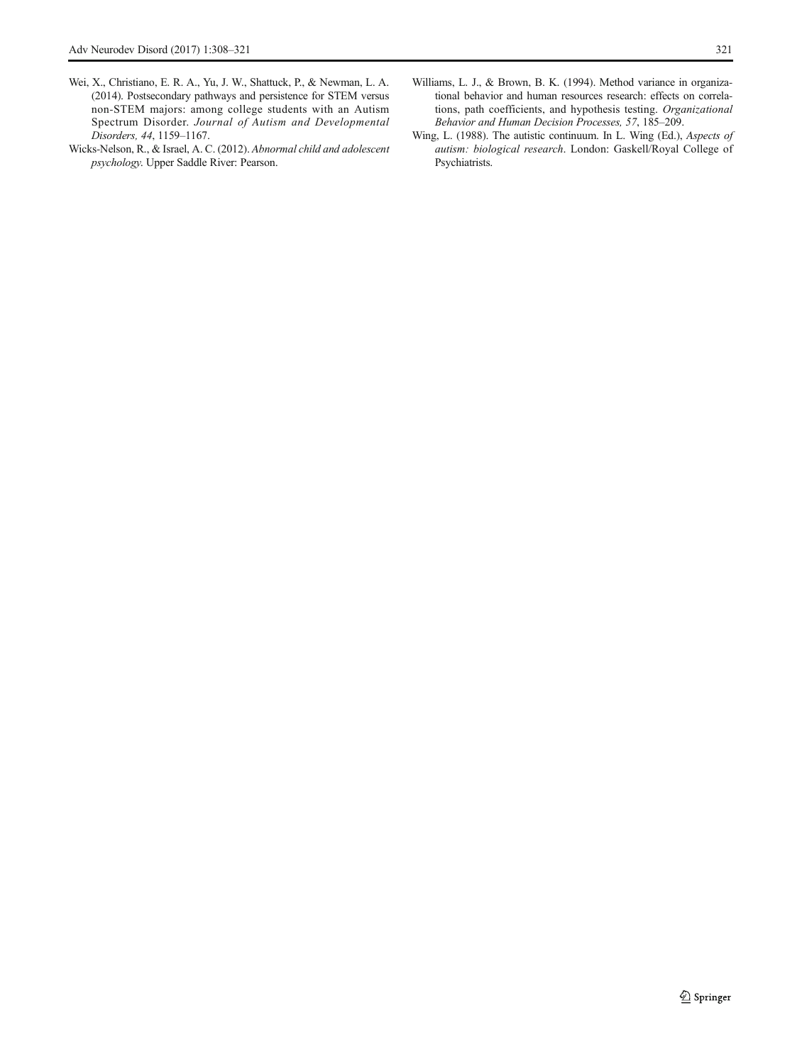Wei, X., Christiano, E. R. A., Yu, J. W., Shattuck, P., & Newman, L. A. (2014). Postsecondary pathways and persistence for STEM versus non-STEM majors: among college students with an Autism Spectrum Disorder. *Journal of Autism and Developmental Disorders, 44*, 1159–1167.

Wicks-Nelson, R., & Israel, A. C. (2012). *Abnormal child and adolescent psychology*. Upper Saddle River: Pearson.

Williams, L. J., & Brown, B. K. (1994). Method variance in organizational behavior and human resources research: effects on correlations, path coefficients, and hypothesis testing. *Organizational Behavior and Human Decision Processes, 57*, 185–209.

Wing, L. (1988). The autistic continuum. In L. Wing (Ed.), *Aspects of autism: biological research*. London: Gaskell/Royal College of Psychiatrists.